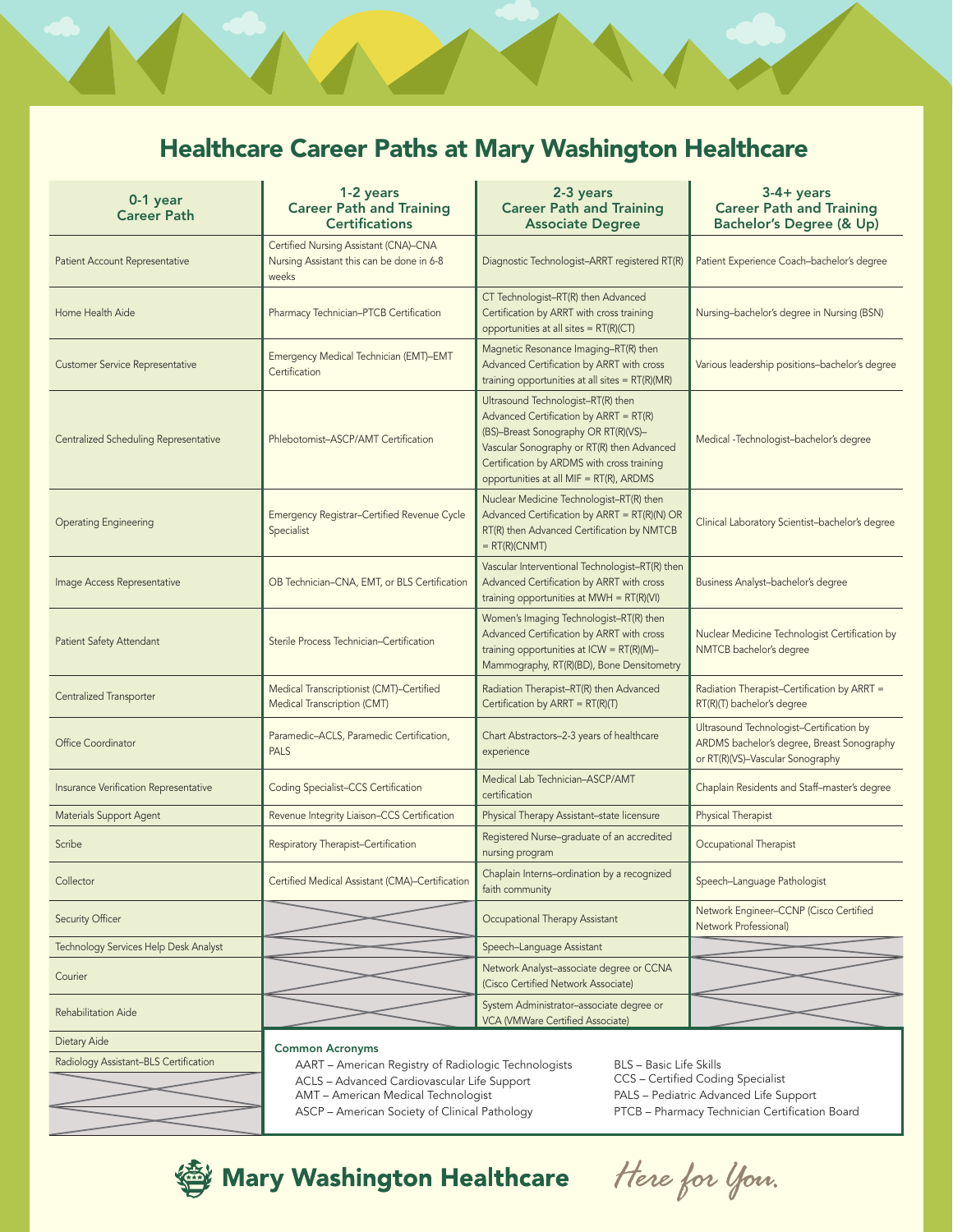# Healthcare Career Paths at Mary Washington Healthcare

| 0-1 year Career Path | 1-2 years Career Path and Training Certifications | 2-3 years Career Path and Training Associate Degree | 3-4+ years Career Path and Training Bachelor's Degree (& Up) |
|---|---|---|---|
| Patient Account Representative | Certified Nursing Assistant (CNA)–CNA Nursing Assistant this can be done in 6-8 weeks | Diagnostic Technologist–ARRT registered RT(R) | Patient Experience Coach–bachelor's degree |
| Home Health Aide | Pharmacy Technician–PTCB Certification | CT Technologist–RT(R) then Advanced Certification by ARRT with cross training opportunities at all sites = RT(R)(CT) | Nursing–bachelor's degree in Nursing (BSN) |
| Customer Service Representative | Emergency Medical Technician (EMT)–EMT Certification | Magnetic Resonance Imaging–RT(R) then Advanced Certification by ARRT with cross training opportunities at all sites = RT(R)(MR) | Various leadership positions–bachelor's degree |
| Centralized Scheduling Representative | Phlebotomist–ASCP/AMT Certification | Ultrasound Technologist–RT(R) then Advanced Certification by ARRT = RT(R)(BS)–Breast Sonography OR RT(R)(VS)–Vascular Sonography or RT(R) then Advanced Certification by ARDMS with cross training opportunities at all MIF = RT(R), ARDMS | Medical -Technologist–bachelor's degree |
| Operating Engineering | Emergency Registrar–Certified Revenue Cycle Specialist | Nuclear Medicine Technologist–RT(R) then Advanced Certification by ARRT = RT(R)(N) OR RT(R) then Advanced Certification by NMTCB = RT(R)(CNMT) | Clinical Laboratory Scientist–bachelor's degree |
| Image Access Representative | OB Technician–CNA, EMT, or BLS Certification | Vascular Interventional Technologist–RT(R) then Advanced Certification by ARRT with cross training opportunities at MWH = RT(R)(VI) | Business Analyst–bachelor's degree |
| Patient Safety Attendant | Sterile Process Technician–Certification | Women's Imaging Technologist–RT(R) then Advanced Certification by ARRT with cross training opportunities at ICW = RT(R)(M)–Mammography, RT(R)(BD), Bone Densitometry | Nuclear Medicine Technologist Certification by NMTCB bachelor's degree |
| Centralized Transporter | Medical Transcriptionist (CMT)–Certified Medical Transcription (CMT) | Radiation Therapist–RT(R) then Advanced Certification by ARRT = RT(R)(T) | Radiation Therapist–Certification by ARRT = RT(R)(T) bachelor's degree |
| Office Coordinator | Paramedic–ACLS, Paramedic Certification, PALS | Chart Abstractors–2-3 years of healthcare experience | Ultrasound Technologist–Certification by ARDMS bachelor's degree, Breast Sonography or RT(R)(VS)–Vascular Sonography |
| Insurance Verification Representative | Coding Specialist–CCS Certification | Medical Lab Technician–ASCP/AMT certification | Chaplain Residents and Staff–master's degree |
| Materials Support Agent | Revenue Integrity Liaison–CCS Certification | Physical Therapy Assistant–state licensure | Physical Therapist |
| Scribe | Respiratory Therapist–Certification | Registered Nurse–graduate of an accredited nursing program | Occupational Therapist |
| Collector | Certified Medical Assistant (CMA)–Certification | Chaplain Interns–ordination by a recognized faith community | Speech–Language Pathologist |
| Security Officer | | Occupational Therapy Assistant | Network Engineer–CCNP (Cisco Certified Network Professional) |
| Technology Services Help Desk Analyst | | Speech–Language Assistant | |
| Courier | | Network Analyst–associate degree or CCNA (Cisco Certified Network Associate) | |
| Rehabilitation Aide | | System Administrator–associate degree or VCA (VMWare Certified Associate) | |
| Dietary Aide | | | |
| Radiology Assistant–BLS Certification | | | |

**Common Acronyms**

- AART – American Registry of Radiologic Technologists
- ACLS – Advanced Cardiovascular Life Support
- AMT – American Medical Technologist
- ASCP – American Society of Clinical Pathology
- BLS – Basic Life Skills
- CCS – Certified Coding Specialist
- PALS – Pediatric Advanced Life Support
- PTCB – Pharmacy Technician Certification Board

**Mary Washington Healthcare** *Here for You.*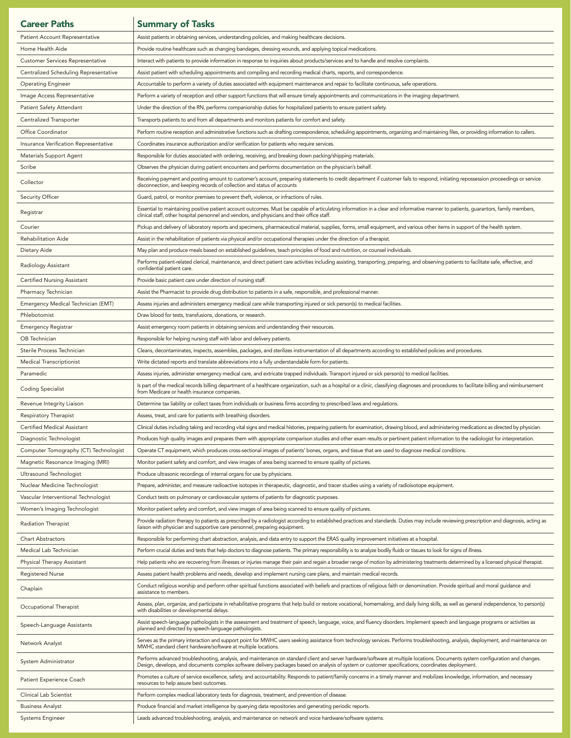| Career Paths | Summary of Tasks |
|---|---|
| Patient Account Representative | Assist patients in obtaining services, understanding policies, and making healthcare decisions. |
| Home Health Aide | Provide routine healthcare such as changing bandages, dressing wounds, and applying topical medications. |
| Customer Services Representative | Interact with patients to provide information in response to inquiries about products/services and to handle and resolve complaints. |
| Centralized Scheduling Representative | Assist patient with scheduling appointments and compiling and recording medical charts, reports, and correspondence. |
| Operating Engineer | Accountable to perform a variety of duties associated with equipment maintenance and repair to facilitate continuous, safe operations. |
| Image Access Representative | Perform a variety of reception and other support functions that will ensure timely appointments and communications in the imaging department. |
| Patient Safety Attendant | Under the direction of the RN, performs companionship duties for hospitalized patients to ensure patient safety. |
| Centralized Transporter | Transports patients to and from all departments and monitors patients for comfort and safety. |
| Office Coordinator | Perform routine reception and administrative functions such as drafting correspondence, scheduling appointments, organizing and maintaining files, or providing information to callers. |
| Insurance Verification Representative | Coordinates insurance authorization and/or verification for patients who require services. |
| Materials Support Agent | Responsible for duties associated with ordering, receiving, and breaking down packing/shipping materials. |
| Scribe | Observes the physician during patient encounters and performs documentation on the physician's behalf. |
| Collector | Receiving payment and posting amount to customer's account, preparing statements to credit department if customer fails to respond, initiating repossession proceedings or service disconnection, and keeping records of collection and status of accounts |
| Security Officer | Guard, patrol, or monitor premises to prevent theft, violence, or infractions of rules. |
| Registrar | Essential to maintaining positive patient account outcomes. Must be capable of articulating information in a clear and informative manner to patients, guarantors, family members, clinical staff, other hospital personnel and vendors, and physicians and their office staff. |
| Courier | Pickup and delivery of laboratory reports and specimens, pharmaceutical material, supplies, forms, small equipment, and various other items in support of the health system. |
| Rehabilitation Aide | Assist in the rehabilitation of patients via physical and/or occupational therapies under the direction of a therapist. |
| Dietary Aide | May plan and produce meals based on established guidelines, teach principles of food and nutrition, or counsel individuals. |
| Radiology Assistant | Performs patient-related clerical, maintenance, and direct patient care activities including assisting, transporting, preparing, and observing patients to facilitate safe, effective, and confidential patient care. |
| Certified Nursing Assistant | Provide basic patient care under direction of nursing staff. |
| Pharmacy Technician | Assist the Pharmacist to provide drug distribution to patients in a safe, responsible, and professional manner. |
| Emergency Medical Technician (EMT) | Assess injuries and administers emergency medical care while transporting injured or sick person(s) to medical facilities. |
| Phlebotomist | Draw blood for tests, transfusions, donations, or research. |
| Emergency Registrar | Assist emergency room patients in obtaining services and understanding their resources. |
| OB Technician | Responsible for helping nursing staff with labor and delivery patients. |
| Sterile Process Technician | Cleans, decontaminates, inspects, assembles, packages, and sterilizes instrumentation of all departments according to established policies and procedures. |
| Medical Transcriptionist | Write dictated reports and translate abbreviations into a fully understandable form for patients. |
| Paramedic | Assess injuries, administer emergency medical care, and extricate trapped individuals. Transport injured or sick person(s) to medical facilities. |
| Coding Specialist | Is part of the medical records billing department of a healthcare organization, such as a hospital or a clinic, classifying diagnoses and procedures to facilitate billing and reimbursement from Medicare or health insurance companies. |
| Revenue Integrity Liaison | Determine tax liability or collect taxes from individuals or business firms according to prescribed laws and regulations. |
| Respiratory Therapist | Assess, treat, and care for patients with breathing disorders. |
| Certified Medical Assistant | Clinical duties including taking and recording vital signs and medical histories, preparing patients for examination, drawing blood, and administering medications as directed by physician. |
| Diagnostic Technologist | Produces high quality images and prepares them with appropriate comparison studies and other exam results or pertinent patient information to the radiologist for interpretation. |
| Computer Tomography (CT) Technologist | Operate CT equipment, which produces cross-sectional images of patients' bones, organs, and tissue that are used to diagnose medical conditions. |
| Magnetic Resonance Imaging (MRI) | Monitor patient safety and comfort, and view images of area being scanned to ensure quality of pictures. |
| Ultrasound Technologist | Produce ultrasonic recordings of internal organs for use by physicians. |
| Nuclear Medicine Technologist | Prepare, administer, and measure radioactive isotopes in therapeutic, diagnostic, and tracer studies using a variety of radioisotope equipment. |
| Vascular Interventional Technologist | Conduct tests on pulmonary or cardiovascular systems of patients for diagnostic purposes. |
| Women's Imaging Technologist | Monitor patient safety and comfort, and view images of area being scanned to ensure quality of pictures. |
| Radiation Therapist | Provide radiation therapy to patients as prescribed by a radiologist according to established practices and standards. Duties may include reviewing prescription and diagnosis, acting as liaison with physician and supportive care personnel, preparing equipment. |
| Chart Abstractors | Responsible for performing chart abstraction, analysis, and data entry to support the ERAS quality improvement initiatives at a hospital. |
| Medical Lab Technician | Perform crucial duties and tests that help doctors to diagnose patients. The primary responsibility is to analyze bodily fluids or tissues to look for signs of illness. |
| Physical Therapy Assistant | Help patients who are recovering from illnesses or injuries manage their pain and regain a broader range of motion by administering treatments determined by a licensed physical therapist. |
| Registered Nurse | Assess patient health problems and needs, develop and implement nursing care plans, and maintain medical records. |
| Chaplain | Conduct religious worship and perform other spiritual functions associated with beliefs and practices of religious faith or denomination. Provide spiritual and moral guidance and assistance to members. |
| Occupational Therapist | Assess, plan, organize, and participate in rehabilitative programs that help build or restore vocational, homemaking, and daily living skills, as well as general independence, to person(s) with disabilities or developmental delays. |
| Speech-Language Assistants | Assist speech-language pathologists in the assessment and treatment of speech, language, voice, and fluency disorders. Implement speech and language programs or activities as planned and directed by speech-language pathologists. |
| Network Analyst | Serves as the primary interaction and support point for MWHC users seeking assistance from technology services. Performs troubleshooting, analysis, deployment, and maintenance on MWHC standard client hardware/software at multiple locations. |
| System Administrator | Performs advanced troubleshooting, analysis, and maintenance on standard client and server hardware/software at multiple locations. Documents system configuration and changes. Design, develops, and documents complex software delivery packages based on analysis of system or customer specifications; coordinates deployment. |
| Patient Experience Coach | Promotes a culture of service excellence, safety, and accountability. Responds to patient/family concerns in a timely manner and mobilizes knowledge, information, and necessary resources to help assure best outcomes. |
| Clinical Lab Scientist | Perform complex medical laboratory tests for diagnosis, treatment, and prevention of disease. |
| Business Analyst | Produce financial and market intelligence by querying data repositories and generating periodic reports. |
| Systems Engineer | Leads advanced troubleshooting, analysis, and maintenance on network and voice hardware/software systems. |